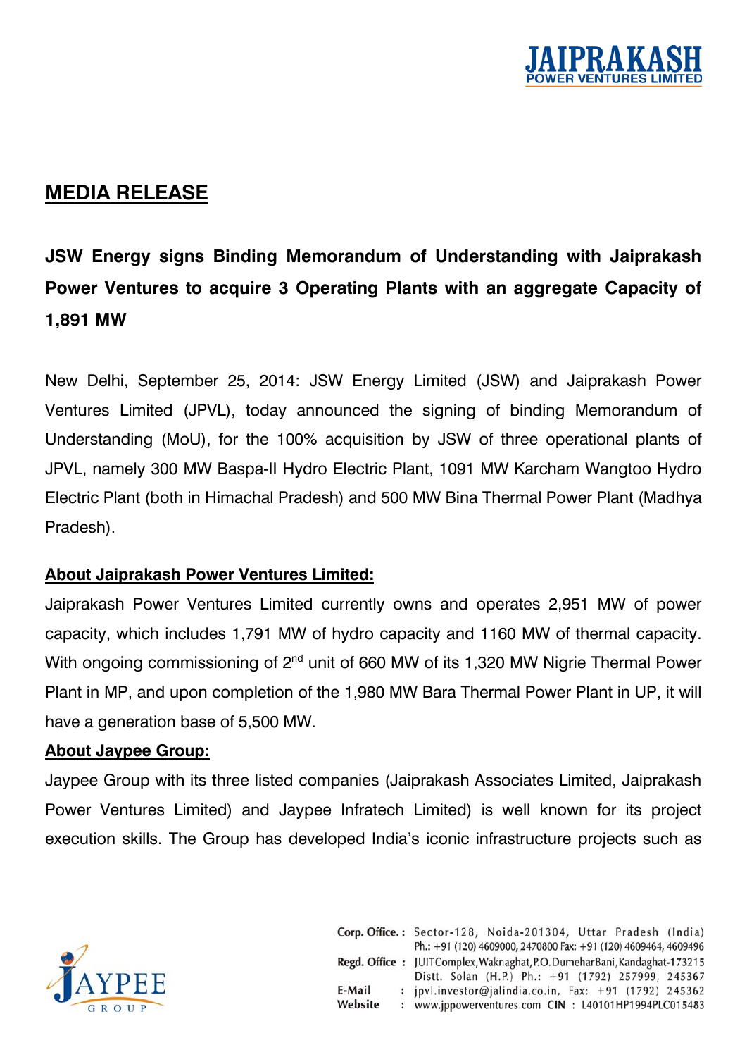## MEDIA RELEASE

**JSW Energy signs Binding Memorandum of Understanding with Jaiprakash Power Ventures to acquire 3 Operating Plants with an aggregate Capacity of 1,891 MW**

New Delhi, September 25, 2014: JSW Energy Limited (JSW) and Jaiprakash Power Ventures Limited (JPVL), today announced the signing of binding Memorandum of Understanding (MoU), for the 100% acquisition by JSW of three operational plants of JPVL, namely 300 MW Baspa-II Hydro Electric Plant, 1091 MW Karcham Wangtoo Hydro Electric Plant (both in Himachal Pradesh) and 500 MW Bina Thermal Power Plant (Madhya Pradesh).

**About Jaiprakash Power Ventures Limited:**

Jaiprakash Power Ventures Limited currently owns and operates 2,951 MW of power capacity, which includes 1,791 MW of hydro capacity and 1160 MW of thermal capacity. With ongoing commissioning of 2nd unit of 660 MW of its 1,320 MW Nigrie Thermal Power Plant in MP, and upon completion of the 1,980 MW Bara Thermal Power Plant in UP, it will have a generation base of 5,500 MW.

**About Jaypee Group:**

Jaypee Group with its three listed companies (Jaiprakash Associates Limited, Jaiprakash Power Ventures Limited) and Jaypee Infratech Limited) is well known for its project execution skills. The Group has developed India's iconic infrastructure projects such as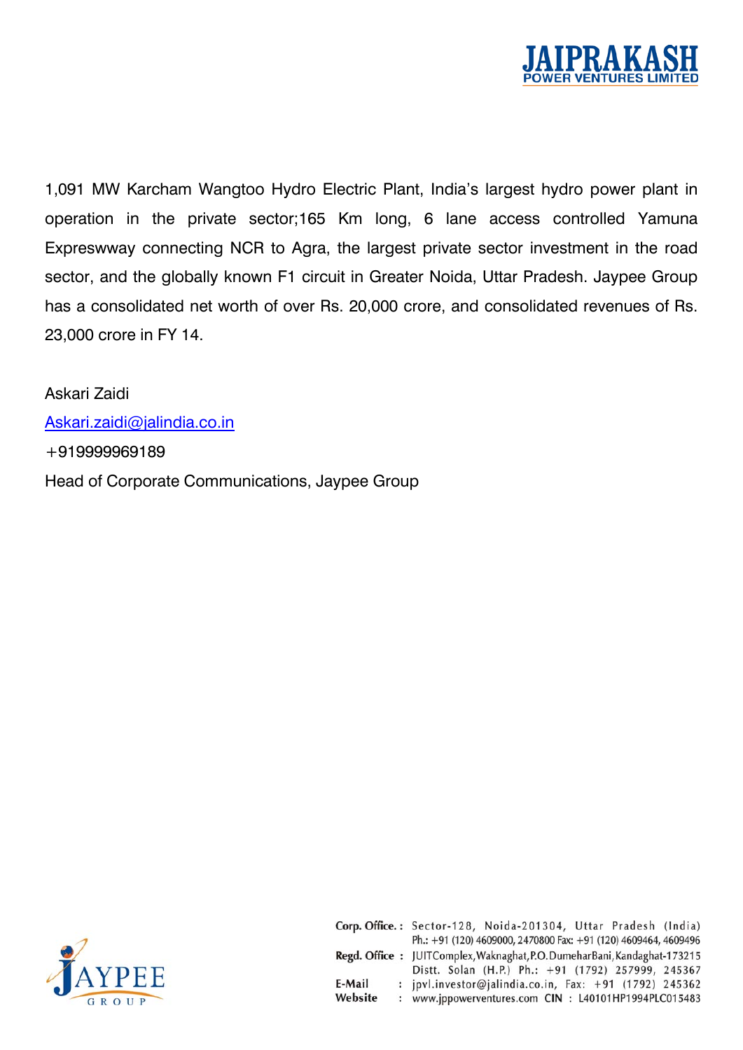1,091 MW Karcham Wangtoo Hydro Electric Plant, India's largest hydro power plant in operation in the private sector;165 Km long, 6 lane access controlled Yamuna Expreswway connecting NCR to Agra, the largest private sector investment in the road sector, and the globally known F1 circuit in Greater Noida, Uttar Pradesh. Jaypee Group has a consolidated net worth of over Rs. 20,000 crore, and consolidated revenues of Rs. 23,000 crore in FY 14.

Askari Zaidi
Askari.zaidi@jalindia.co.in
+919999969189
Head of Corporate Communications, Jaypee Group

Corp. Office. : Sector-128, Noida-201304, Uttar Pradesh (India)
Ph.: +91 (120) 4609000, 2470800 Fax: +91 (120) 4609464, 4609496
Regd. Office : JUITComplex, Waknaghat, P.O. DumeharBani, Kandaghat-173215
Distt. Solan (H.P.) Ph.: +91 (1792) 257999, 245367
E-Mail : jpvl.investor@jalindia.co.in, Fax: +91 (1792) 245362
Website : www.jppowerventures.com CIN : L40101HP1994PLC015483